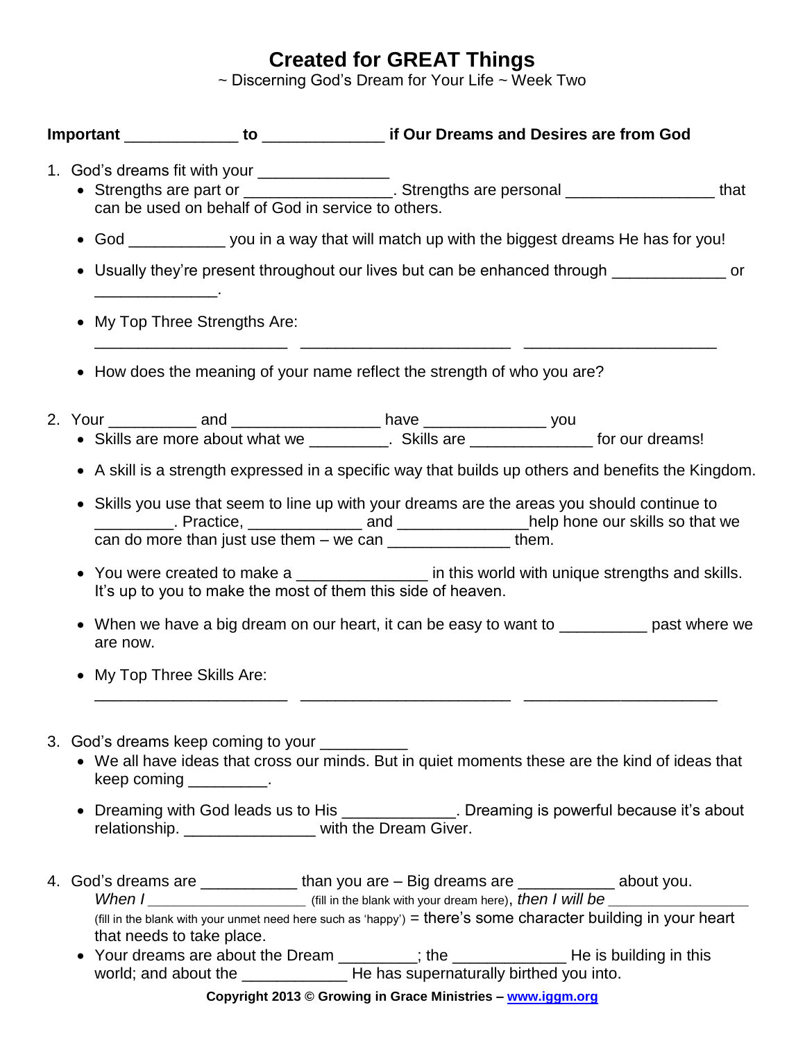# Created for GREAT Things

~ Discerning God's Dream for Your Life ~ Week Two

**Important _____________ to ______________ if Our Dreams and Desires are from God**

1. God's dreams fit with your _______________
   - Strengths are part or _________________. Strengths are personal _________________ that can be used on behalf of God in service to others.
   - God ___________ you in a way that will match up with the biggest dreams He has for you!
   - Usually they're present throughout our lives but can be enhanced through _____________ or ______________.
   - My Top Three Strengths Are:
     ______________________ ________________________ ______________________
   - How does the meaning of your name reflect the strength of who you are?

2. Your __________ and _________________ have ______________ you
   - Skills are more about what we _________. Skills are ______________ for our dreams!
   - A skill is a strength expressed in a specific way that builds up others and benefits the Kingdom.
   - Skills you use that seem to line up with your dreams are the areas you should continue to _________. Practice, _____________ and _______________help hone our skills so that we can do more than just use them – we can ______________ them.
   - You were created to make a _______________ in this world with unique strengths and skills. It's up to you to make the most of them this side of heaven.
   - When we have a big dream on our heart, it can be easy to want to __________ past where we are now.
   - My Top Three Skills Are:
     ______________________ ________________________ ______________________

3. God's dreams keep coming to your __________
   - We all have ideas that cross our minds. But in quiet moments these are the kind of ideas that keep coming _________.
   - Dreaming with God leads us to His _____________. Dreaming is powerful because it's about relationship. _______________ with the Dream Giver.

4. God's dreams are ___________ than you are – Big dreams are ___________ about you.
   *When I* ____________________ (fill in the blank with your dream here), *then I will be* _________________ (fill in the blank with your unmet need here such as 'happy') = there's some character building in your heart that needs to take place.
   - Your dreams are about the Dream _________; the _____________ He is building in this world; and about the ____________ He has supernaturally birthed you into.

**Copyright 2013 © Growing in Grace Ministries – www.iggm.org**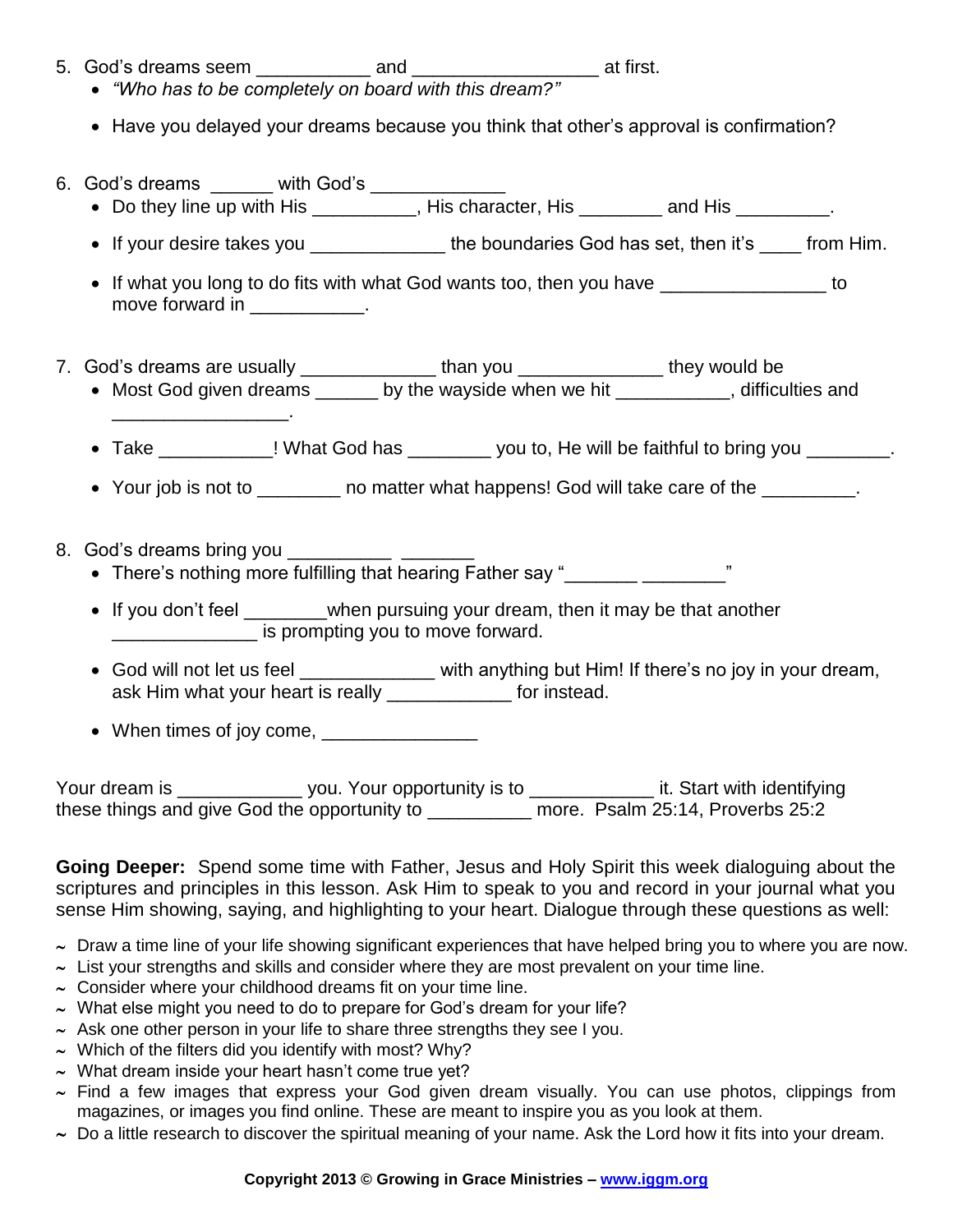5. God's dreams seem ___________ and _________________ at first.
   - *"Who has to be completely on board with this dream?"*
   - Have you delayed your dreams because you think that other's approval is confirmation?

6. God's dreams ______ with God's _____________
   - Do they line up with His __________, His character, His ________ and His _________.
   - If your desire takes you _____________ the boundaries God has set, then it's ____ from Him.
   - If what you long to do fits with what God wants too, then you have ________________ to move forward in ___________.

7. God's dreams are usually _____________ than you ______________ they would be
   - Most God given dreams ______ by the wayside when we hit ___________, difficulties and _________________.
   - Take ___________! What God has ________ you to, He will be faithful to bring you ________.
   - Your job is not to ________ no matter what happens! God will take care of the _________.

8. God's dreams bring you __________ _______
   - There's nothing more fulfilling that hearing Father say "_______ ________"
   - If you don't feel ________when pursuing your dream, then it may be that another ______________ is prompting you to move forward.
   - God will not let us feel _____________ with anything but Him! If there's no joy in your dream, ask Him what your heart is really ____________ for instead.
   - When times of joy come, _______________

Your dream is ____________ you. Your opportunity is to ____________ it. Start with identifying these things and give God the opportunity to __________ more. Psalm 25:14, Proverbs 25:2

**Going Deeper:** Spend some time with Father, Jesus and Holy Spirit this week dialoguing about the scriptures and principles in this lesson. Ask Him to speak to you and record in your journal what you sense Him showing, saying, and highlighting to your heart. Dialogue through these questions as well:

~ Draw a time line of your life showing significant experiences that have helped bring you to where you are now.
~ List your strengths and skills and consider where they are most prevalent on your time line.
~ Consider where your childhood dreams fit on your time line.
~ What else might you need to do to prepare for God's dream for your life?
~ Ask one other person in your life to share three strengths they see I you.
~ Which of the filters did you identify with most? Why?
~ What dream inside your heart hasn't come true yet?
~ Find a few images that express your God given dream visually. You can use photos, clippings from magazines, or images you find online. These are meant to inspire you as you look at them.
~ Do a little research to discover the spiritual meaning of your name. Ask the Lord how it fits into your dream.

**Copyright 2013 © Growing in Grace Ministries – www.iggm.org**